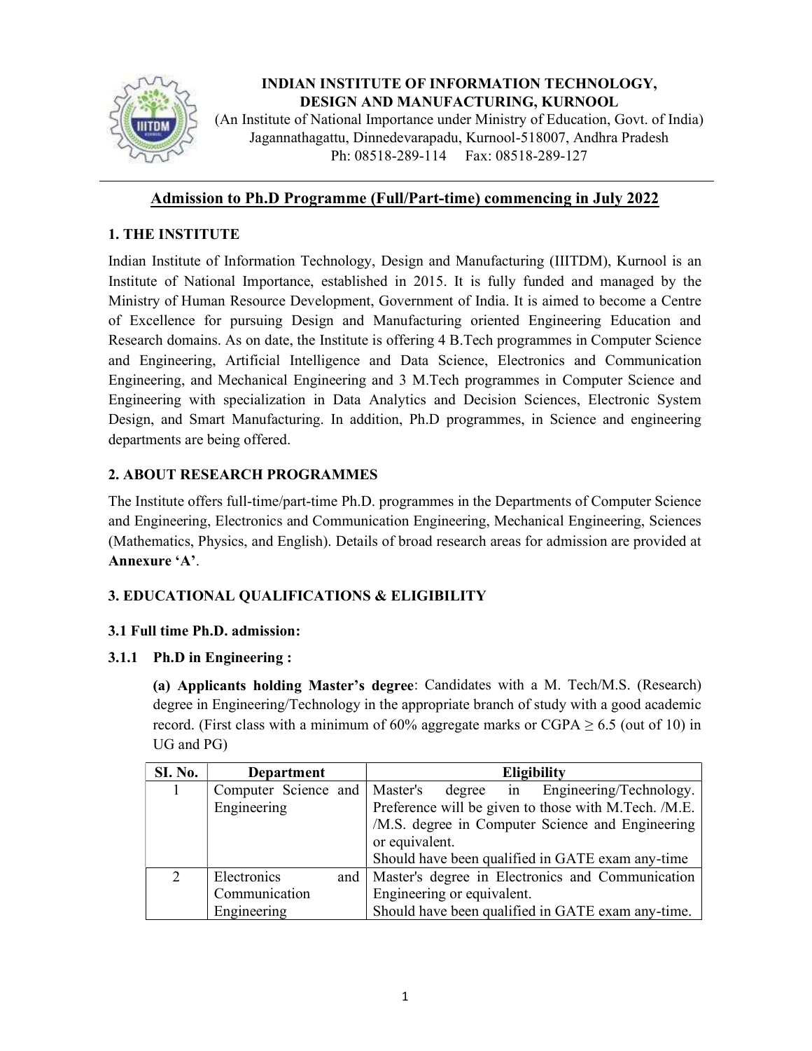**INDIAN INSTITUTE OF INFORMATION TECHNOLOGY, DESIGN AND MANUFACTURING, KURNOOL**

(An Institute of National Importance under Ministry of Education, Govt. of India)
Jagannathagattu, Dinnedevarapadu, Kurnool-518007, Andhra Pradesh
Ph: 08518-289-114 Fax: 08518-289-127

# Admission to Ph.D Programme (Full/Part-time) commencing in July 2022

## 1. THE INSTITUTE

Indian Institute of Information Technology, Design and Manufacturing (IIITDM), Kurnool is an Institute of National Importance, established in 2015. It is fully funded and managed by the Ministry of Human Resource Development, Government of India. It is aimed to become a Centre of Excellence for pursuing Design and Manufacturing oriented Engineering Education and Research domains. As on date, the Institute is offering 4 B.Tech programmes in Computer Science and Engineering, Artificial Intelligence and Data Science, Electronics and Communication Engineering, and Mechanical Engineering and 3 M.Tech programmes in Computer Science and Engineering with specialization in Data Analytics and Decision Sciences, Electronic System Design, and Smart Manufacturing. In addition, Ph.D programmes, in Science and engineering departments are being offered.

## 2. ABOUT RESEARCH PROGRAMMES

The Institute offers full-time/part-time Ph.D. programmes in the Departments of Computer Science and Engineering, Electronics and Communication Engineering, Mechanical Engineering, Sciences (Mathematics, Physics, and English). Details of broad research areas for admission are provided at **Annexure 'A'**.

## 3. EDUCATIONAL QUALIFICATIONS & ELIGIBILITY

### 3.1 Full time Ph.D. admission:

### 3.1.1 Ph.D in Engineering :

**(a) Applicants holding Master's degree**: Candidates with a M. Tech/M.S. (Research) degree in Engineering/Technology in the appropriate branch of study with a good academic record. (First class with a minimum of 60% aggregate marks or CGPA ≥ 6.5 (out of 10) in UG and PG)

| SI. No. | Department | Eligibility |
|---|---|---|
| 1 | Computer Science and Engineering | Master's degree in Engineering/Technology. Preference will be given to those with M.Tech. /M.E. /M.S. degree in Computer Science and Engineering or equivalent. Should have been qualified in GATE exam any-time |
| 2 | Electronics and Communication Engineering | Master's degree in Electronics and Communication Engineering or equivalent. Should have been qualified in GATE exam any-time. |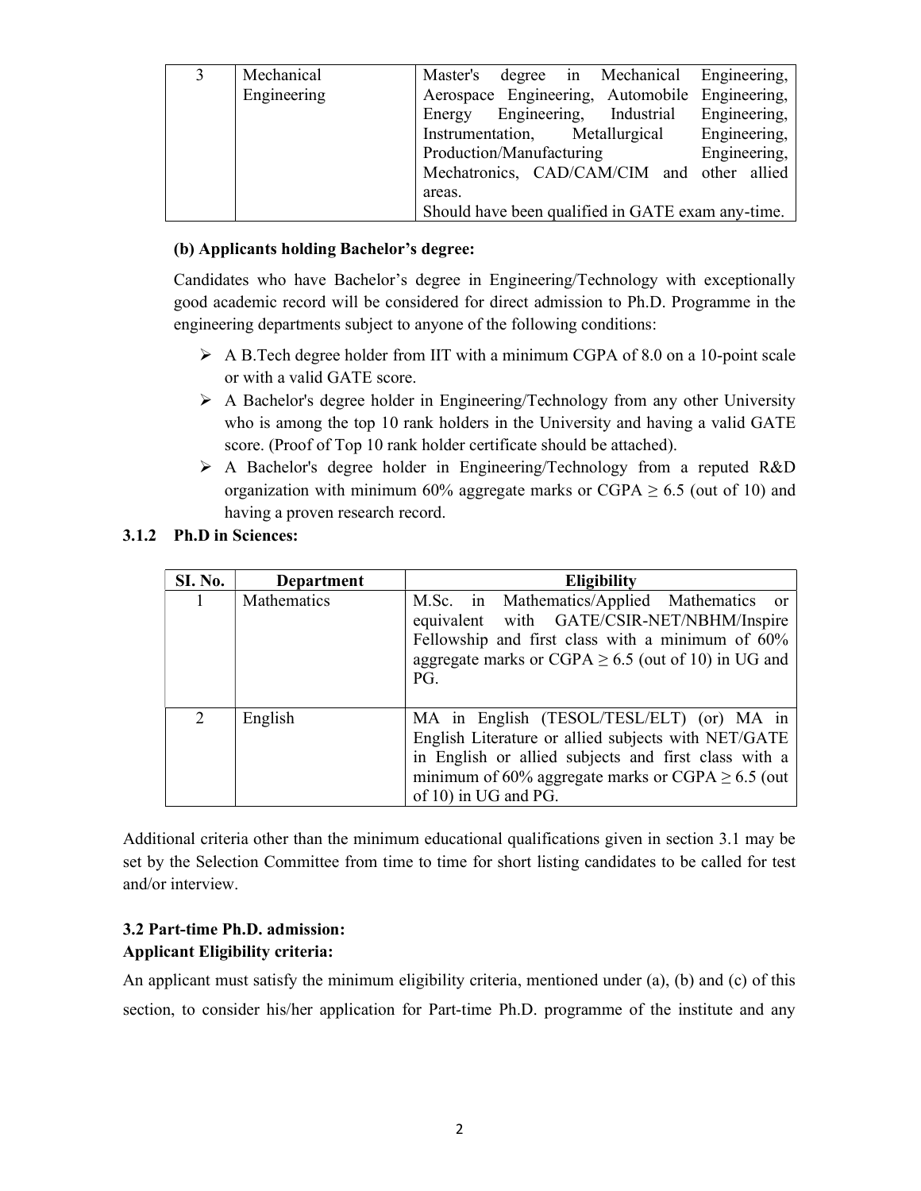| 3 | Mechanical Engineering | Master's degree in Mechanical Engineering, Aerospace Engineering, Automobile Engineering, Energy Engineering, Industrial Engineering, Instrumentation, Metallurgical Engineering, Production/Manufacturing Engineering, Mechatronics, CAD/CAM/CIM and other allied areas. Should have been qualified in GATE exam any-time. |
|---|---|---|

**(b) Applicants holding Bachelor's degree:**

Candidates who have Bachelor's degree in Engineering/Technology with exceptionally good academic record will be considered for direct admission to Ph.D. Programme in the engineering departments subject to anyone of the following conditions:

- A B.Tech degree holder from IIT with a minimum CGPA of 8.0 on a 10-point scale or with a valid GATE score.
- A Bachelor's degree holder in Engineering/Technology from any other University who is among the top 10 rank holders in the University and having a valid GATE score. (Proof of Top 10 rank holder certificate should be attached).
- A Bachelor's degree holder in Engineering/Technology from a reputed R&D organization with minimum 60% aggregate marks or CGPA ≥ 6.5 (out of 10) and having a proven research record.

### 3.1.2 Ph.D in Sciences:

| SI. No. | Department | Eligibility |
|---|---|---|
| 1 | Mathematics | M.Sc. in Mathematics/Applied Mathematics or equivalent with GATE/CSIR-NET/NBHM/Inspire Fellowship and first class with a minimum of 60% aggregate marks or CGPA ≥ 6.5 (out of 10) in UG and PG. |
| 2 | English | MA in English (TESOL/TESL/ELT) (or) MA in English Literature or allied subjects with NET/GATE in English or allied subjects and first class with a minimum of 60% aggregate marks or CGPA ≥ 6.5 (out of 10) in UG and PG. |

Additional criteria other than the minimum educational qualifications given in section 3.1 may be set by the Selection Committee from time to time for short listing candidates to be called for test and/or interview.

### 3.2 Part-time Ph.D. admission:

**Applicant Eligibility criteria:**

An applicant must satisfy the minimum eligibility criteria, mentioned under (a), (b) and (c) of this section, to consider his/her application for Part-time Ph.D. programme of the institute and any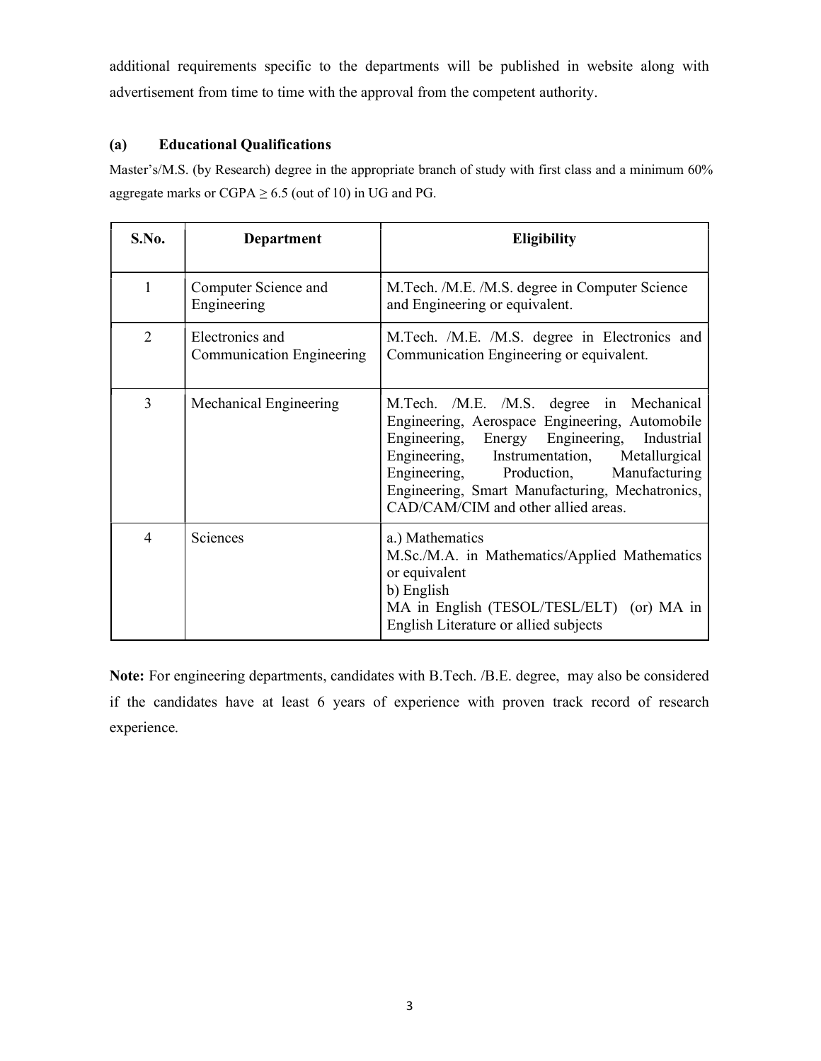additional requirements specific to the departments will be published in website along with advertisement from time to time with the approval from the competent authority.

### (a) Educational Qualifications

Master's/M.S. (by Research) degree in the appropriate branch of study with first class and a minimum 60% aggregate marks or CGPA ≥ 6.5 (out of 10) in UG and PG.

| S.No. | Department | Eligibility |
|---|---|---|
| 1 | Computer Science and Engineering | M.Tech. /M.E. /M.S. degree in Computer Science and Engineering or equivalent. |
| 2 | Electronics and Communication Engineering | M.Tech. /M.E. /M.S. degree in Electronics and Communication Engineering or equivalent. |
| 3 | Mechanical Engineering | M.Tech. /M.E. /M.S. degree in Mechanical Engineering, Aerospace Engineering, Automobile Engineering, Energy Engineering, Industrial Engineering, Instrumentation, Metallurgical Engineering, Production, Manufacturing Engineering, Smart Manufacturing, Mechatronics, CAD/CAM/CIM and other allied areas. |
| 4 | Sciences | a.) Mathematics<br>M.Sc./M.A. in Mathematics/Applied Mathematics or equivalent<br>b) English<br>MA in English (TESOL/TESL/ELT) (or) MA in English Literature or allied subjects |

**Note:** For engineering departments, candidates with B.Tech. /B.E. degree, may also be considered if the candidates have at least 6 years of experience with proven track record of research experience.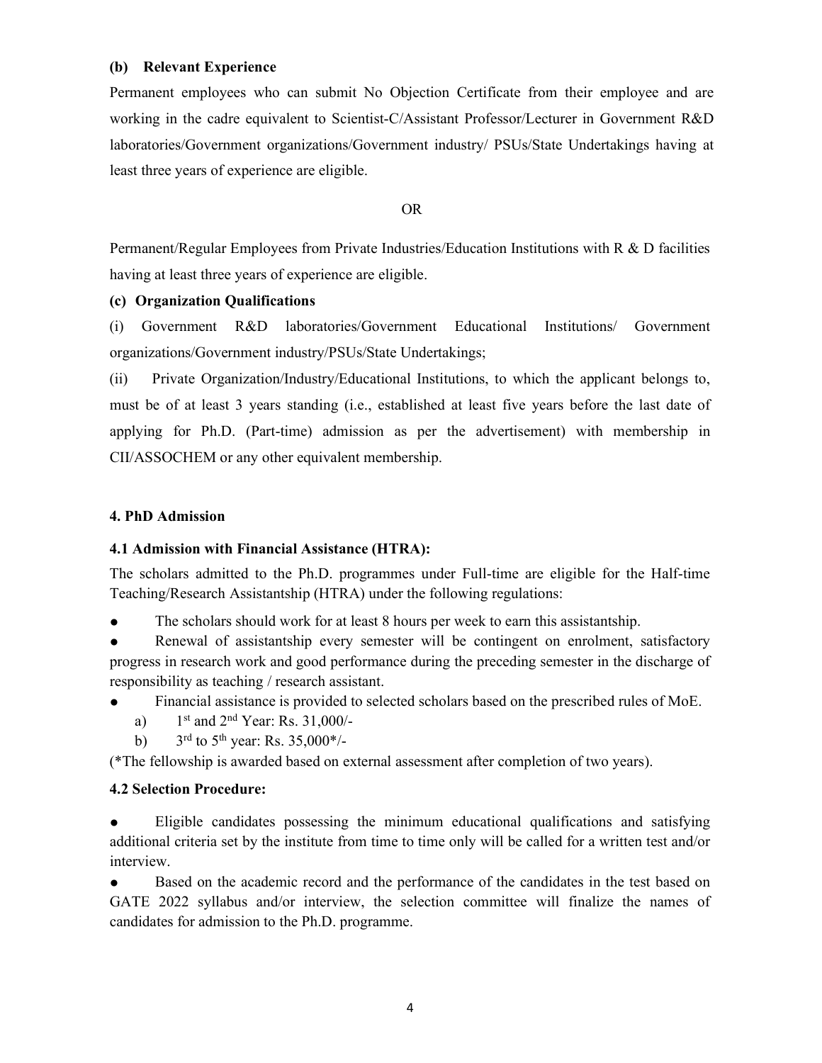**(b) Relevant Experience**

Permanent employees who can submit No Objection Certificate from their employee and are working in the cadre equivalent to Scientist-C/Assistant Professor/Lecturer in Government R&D laboratories/Government organizations/Government industry/ PSUs/State Undertakings having at least three years of experience are eligible.

OR

Permanent/Regular Employees from Private Industries/Education Institutions with R & D facilities having at least three years of experience are eligible.

**(c) Organization Qualifications**

(i) Government R&D laboratories/Government Educational Institutions/ Government organizations/Government industry/PSUs/State Undertakings;

(ii) Private Organization/Industry/Educational Institutions, to which the applicant belongs to, must be of at least 3 years standing (i.e., established at least five years before the last date of applying for Ph.D. (Part-time) admission as per the advertisement) with membership in CII/ASSOCHEM or any other equivalent membership.

## 4. PhD Admission

### 4.1 Admission with Financial Assistance (HTRA):

The scholars admitted to the Ph.D. programmes under Full-time are eligible for the Half-time Teaching/Research Assistantship (HTRA) under the following regulations:

- The scholars should work for at least 8 hours per week to earn this assistantship.
- Renewal of assistantship every semester will be contingent on enrolment, satisfactory progress in research work and good performance during the preceding semester in the discharge of responsibility as teaching / research assistant.
- Financial assistance is provided to selected scholars based on the prescribed rules of MoE.
  a) 1st and 2nd Year: Rs. 31,000/-
  b) 3rd to 5th year: Rs. 35,000*/-

(*The fellowship is awarded based on external assessment after completion of two years).

### 4.2 Selection Procedure:

- Eligible candidates possessing the minimum educational qualifications and satisfying additional criteria set by the institute from time to time only will be called for a written test and/or interview.
- Based on the academic record and the performance of the candidates in the test based on GATE 2022 syllabus and/or interview, the selection committee will finalize the names of candidates for admission to the Ph.D. programme.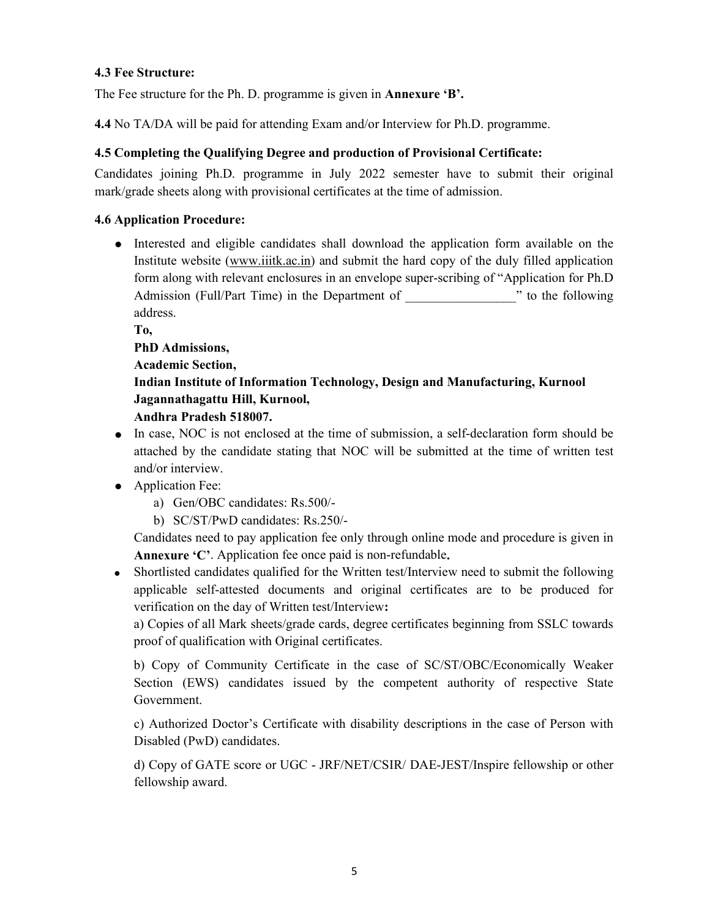**4.3 Fee Structure:**

The Fee structure for the Ph. D. programme is given in **Annexure 'B'.**

**4.4** No TA/DA will be paid for attending Exam and/or Interview for Ph.D. programme.

**4.5 Completing the Qualifying Degree and production of Provisional Certificate:**

Candidates joining Ph.D. programme in July 2022 semester have to submit their original mark/grade sheets along with provisional certificates at the time of admission.

**4.6 Application Procedure:**

- Interested and eligible candidates shall download the application form available on the Institute website (www.iiitk.ac.in) and submit the hard copy of the duly filled application form along with relevant enclosures in an envelope super-scribing of "Application for Ph.D Admission (Full/Part Time) in the Department of ________________" to the following address.

  **To,**

  **PhD Admissions,**

  **Academic Section,**

  **Indian Institute of Information Technology, Design and Manufacturing, Kurnool**

  **Jagannathagattu Hill, Kurnool,**

  **Andhra Pradesh 518007.**

- In case, NOC is not enclosed at the time of submission, a self-declaration form should be attached by the candidate stating that NOC will be submitted at the time of written test and/or interview.
- Application Fee:
  a) Gen/OBC candidates: Rs.500/-
  b) SC/ST/PwD candidates: Rs.250/-

  Candidates need to pay application fee only through online mode and procedure is given in **Annexure 'C'**. Application fee once paid is non-refundable**.**
- Shortlisted candidates qualified for the Written test/Interview need to submit the following applicable self-attested documents and original certificates are to be produced for verification on the day of Written test/Interview**:**

  a) Copies of all Mark sheets/grade cards, degree certificates beginning from SSLC towards proof of qualification with Original certificates.

  b) Copy of Community Certificate in the case of SC/ST/OBC/Economically Weaker Section (EWS) candidates issued by the competent authority of respective State Government.

  c) Authorized Doctor's Certificate with disability descriptions in the case of Person with Disabled (PwD) candidates.

  d) Copy of GATE score or UGC - JRF/NET/CSIR/ DAE-JEST/Inspire fellowship or other fellowship award.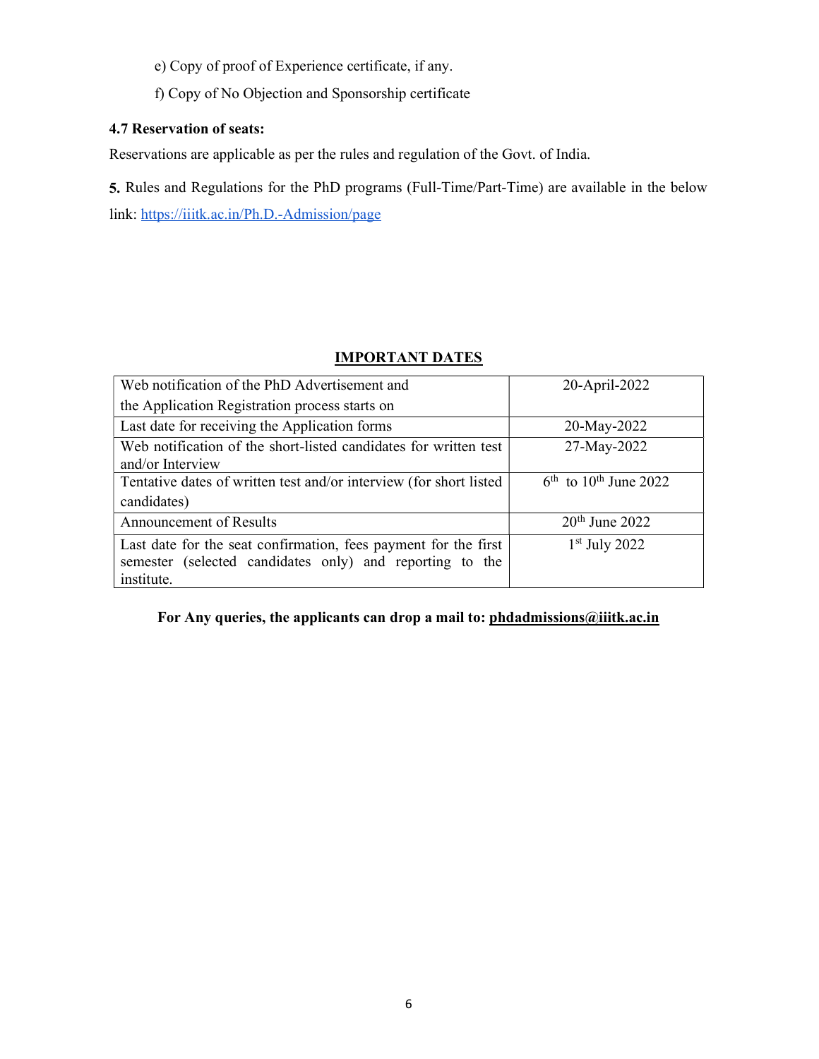e) Copy of proof of Experience certificate, if any.

f) Copy of No Objection and Sponsorship certificate

### 4.7 Reservation of seats:

Reservations are applicable as per the rules and regulation of the Govt. of India.

**5.** Rules and Regulations for the PhD programs (Full-Time/Part-Time) are available in the below link: [https://iiitk.ac.in/Ph.D.-Admission/page](https://iiitk.ac.in/Ph.D.-Admission/page)

## IMPORTANT DATES

| Event | Date |
|---|---|
| Web notification of the PhD Advertisement and the Application Registration process starts on | 20-April-2022 |
| Last date for receiving the Application forms | 20-May-2022 |
| Web notification of the short-listed candidates for written test and/or Interview | 27-May-2022 |
| Tentative dates of written test and/or interview (for short listed candidates) | 6th to 10th June 2022 |
| Announcement of Results | 20th June 2022 |
| Last date for the seat confirmation, fees payment for the first semester (selected candidates only) and reporting to the institute. | 1st July 2022 |

**For Any queries, the applicants can drop a mail to: phdadmissions@iiitk.ac.in**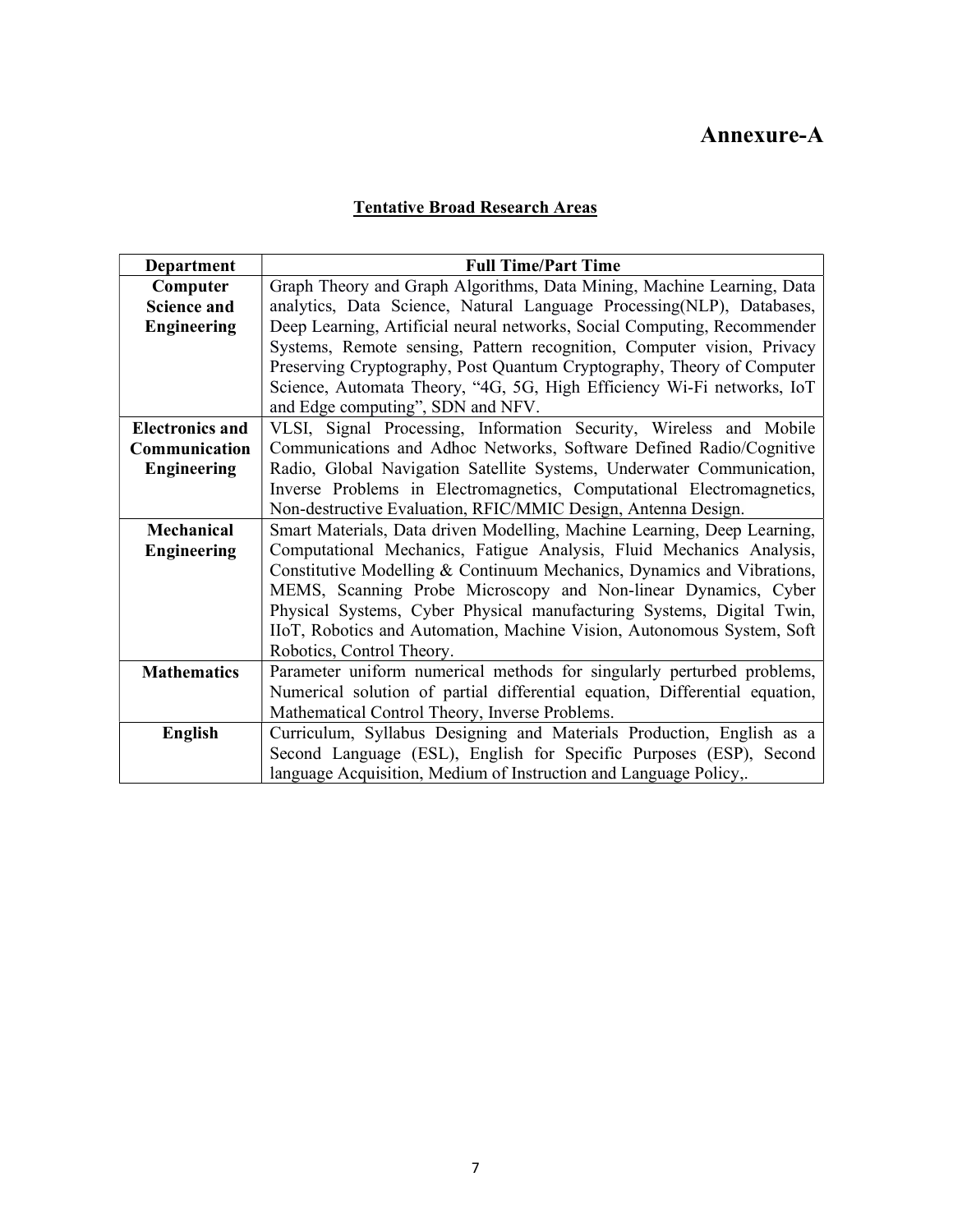# Annexure-A

## Tentative Broad Research Areas

| Department | Full Time/Part Time |
|---|---|
| **Computer Science and Engineering** | Graph Theory and Graph Algorithms, Data Mining, Machine Learning, Data analytics, Data Science, Natural Language Processing(NLP), Databases, Deep Learning, Artificial neural networks, Social Computing, Recommender Systems, Remote sensing, Pattern recognition, Computer vision, Privacy Preserving Cryptography, Post Quantum Cryptography, Theory of Computer Science, Automata Theory, "4G, 5G, High Efficiency Wi-Fi networks, IoT and Edge computing", SDN and NFV. |
| **Electronics and Communication Engineering** | VLSI, Signal Processing, Information Security, Wireless and Mobile Communications and Adhoc Networks, Software Defined Radio/Cognitive Radio, Global Navigation Satellite Systems, Underwater Communication, Inverse Problems in Electromagnetics, Computational Electromagnetics, Non-destructive Evaluation, RFIC/MMIC Design, Antenna Design. |
| **Mechanical Engineering** | Smart Materials, Data driven Modelling, Machine Learning, Deep Learning, Computational Mechanics, Fatigue Analysis, Fluid Mechanics Analysis, Constitutive Modelling & Continuum Mechanics, Dynamics and Vibrations, MEMS, Scanning Probe Microscopy and Non-linear Dynamics, Cyber Physical Systems, Cyber Physical manufacturing Systems, Digital Twin, IIoT, Robotics and Automation, Machine Vision, Autonomous System, Soft Robotics, Control Theory. |
| **Mathematics** | Parameter uniform numerical methods for singularly perturbed problems, Numerical solution of partial differential equation, Differential equation, Mathematical Control Theory, Inverse Problems. |
| **English** | Curriculum, Syllabus Designing and Materials Production, English as a Second Language (ESL), English for Specific Purposes (ESP), Second language Acquisition, Medium of Instruction and Language Policy,. |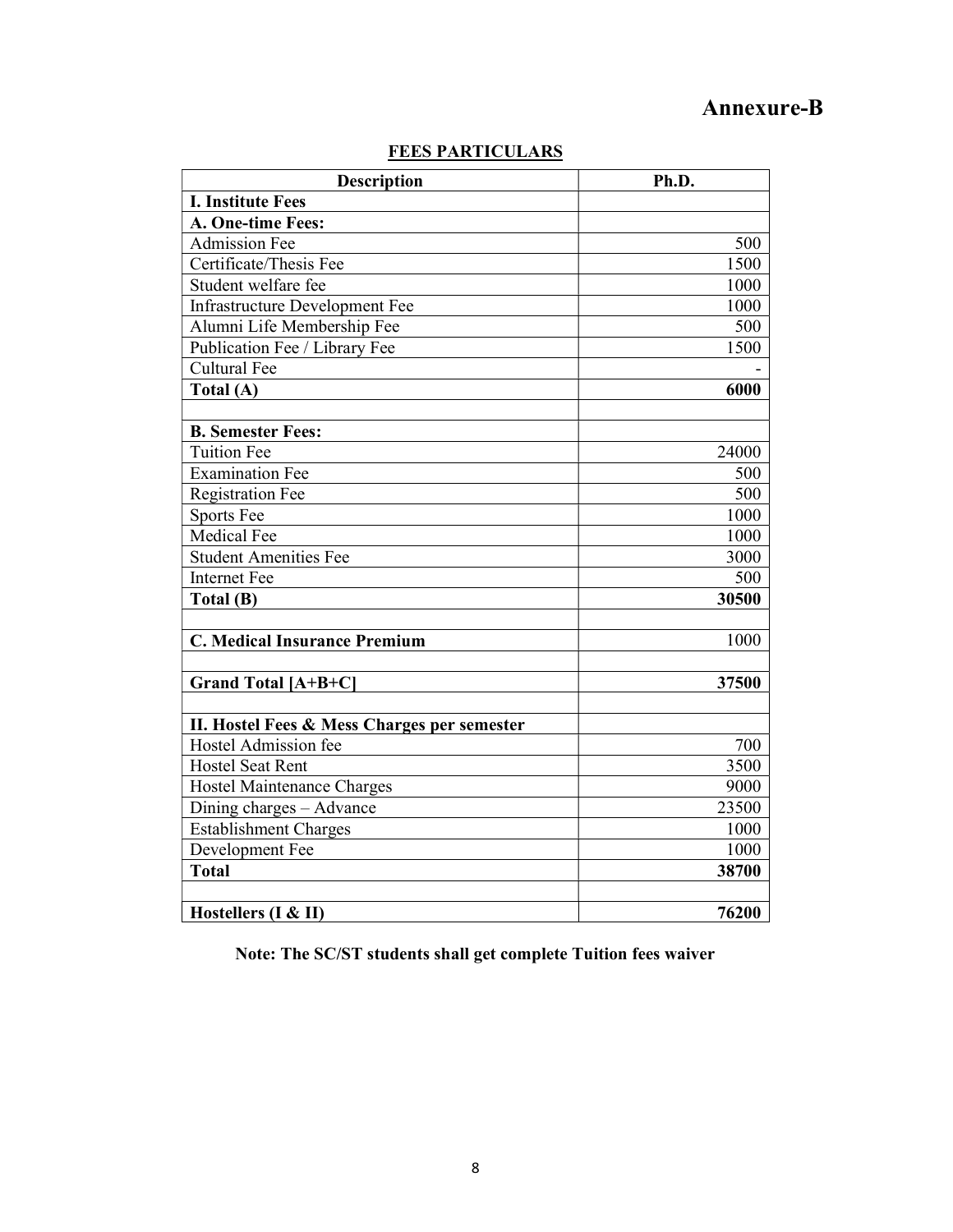# Annexure-B

## FEES PARTICULARS

| Description | Ph.D. |
|---|---|
| **I. Institute Fees** | |
| **A. One-time Fees:** | |
| Admission Fee | 500 |
| Certificate/Thesis Fee | 1500 |
| Student welfare fee | 1000 |
| Infrastructure Development Fee | 1000 |
| Alumni Life Membership Fee | 500 |
| Publication Fee / Library Fee | 1500 |
| Cultural Fee | - |
| **Total (A)** | **6000** |
| | |
| **B. Semester Fees:** | |
| Tuition Fee | 24000 |
| Examination Fee | 500 |
| Registration Fee | 500 |
| Sports Fee | 1000 |
| Medical Fee | 1000 |
| Student Amenities Fee | 3000 |
| Internet Fee | 500 |
| **Total (B)** | **30500** |
| | |
| **C. Medical Insurance Premium** | 1000 |
| | |
| **Grand Total [A+B+C]** | **37500** |
| | |
| **II. Hostel Fees & Mess Charges per semester** | |
| Hostel Admission fee | 700 |
| Hostel Seat Rent | 3500 |
| Hostel Maintenance Charges | 9000 |
| Dining charges – Advance | 23500 |
| Establishment Charges | 1000 |
| Development Fee | 1000 |
| **Total** | **38700** |
| | |
| **Hostellers (I & II)** | **76200** |

**Note: The SC/ST students shall get complete Tuition fees waiver**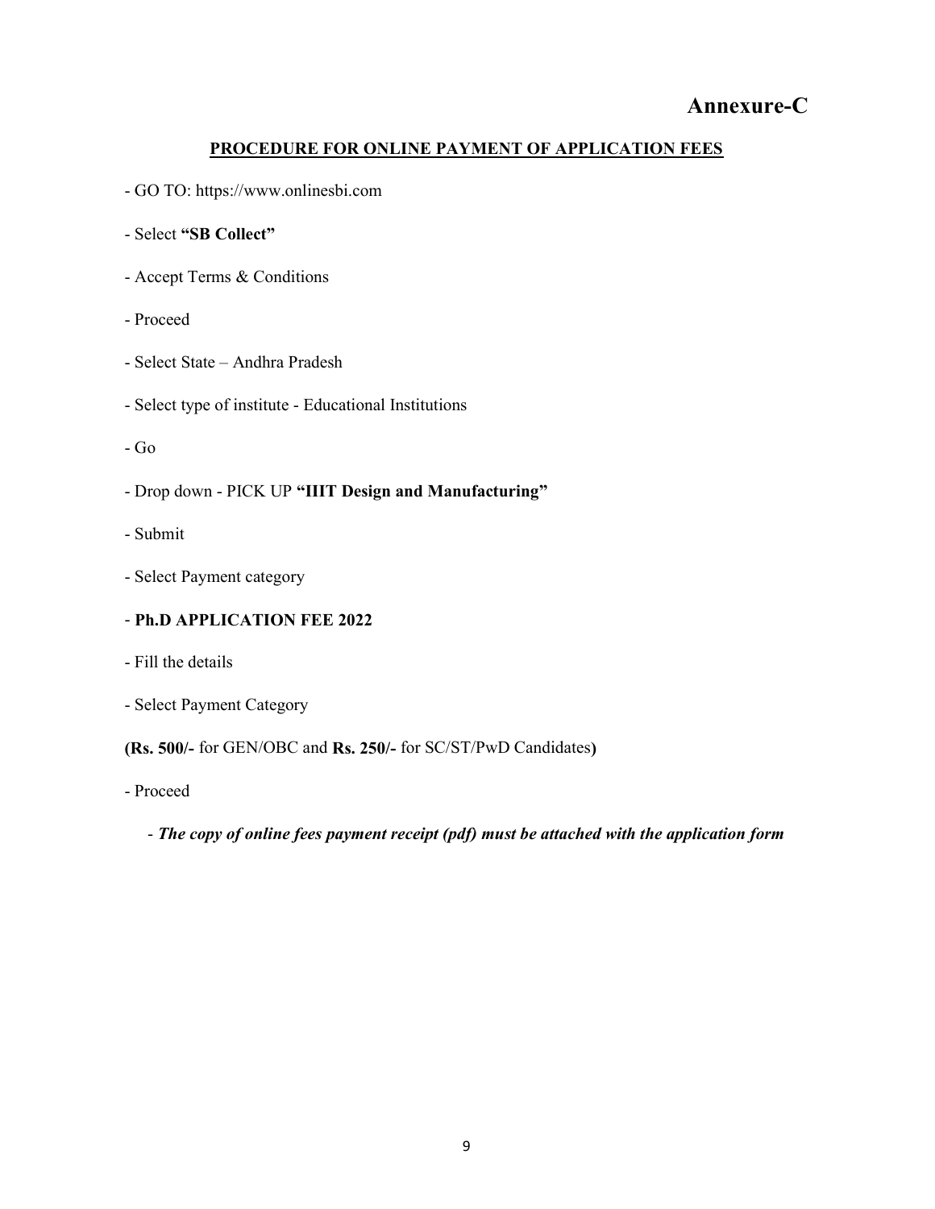# Annexure-C

## PROCEDURE FOR ONLINE PAYMENT OF APPLICATION FEES

- GO TO: https://www.onlinesbi.com
- Select **"SB Collect"**
- Accept Terms & Conditions
- Proceed
- Select State – Andhra Pradesh
- Select type of institute - Educational Institutions
- Go
- Drop down - PICK UP **"IIIT Design and Manufacturing"**
- Submit
- Select Payment category
- **Ph.D APPLICATION FEE 2022**
- Fill the details
- Select Payment Category

**(Rs. 500/-** for GEN/OBC and **Rs. 250/-** for SC/ST/PwD Candidates**)**

- Proceed
- ***The copy of online fees payment receipt (pdf) must be attached with the application form***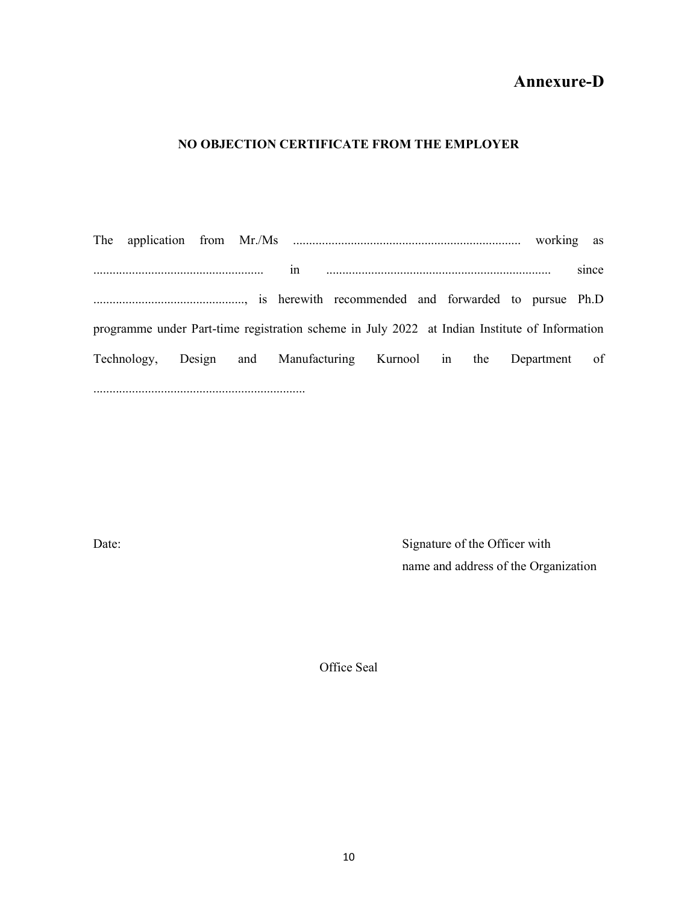# Annexure-D

## NO OBJECTION CERTIFICATE FROM THE EMPLOYER

The application from Mr./Ms ...................................................................... working as .................................................... in ..................................................................... since ..............................................., is herewith recommended and forwarded to pursue Ph.D programme under Part-time registration scheme in July 2022 at Indian Institute of Information Technology, Design and Manufacturing Kurnool in the Department of ..................................................................

Date:

Signature of the Officer with
name and address of the Organization

Office Seal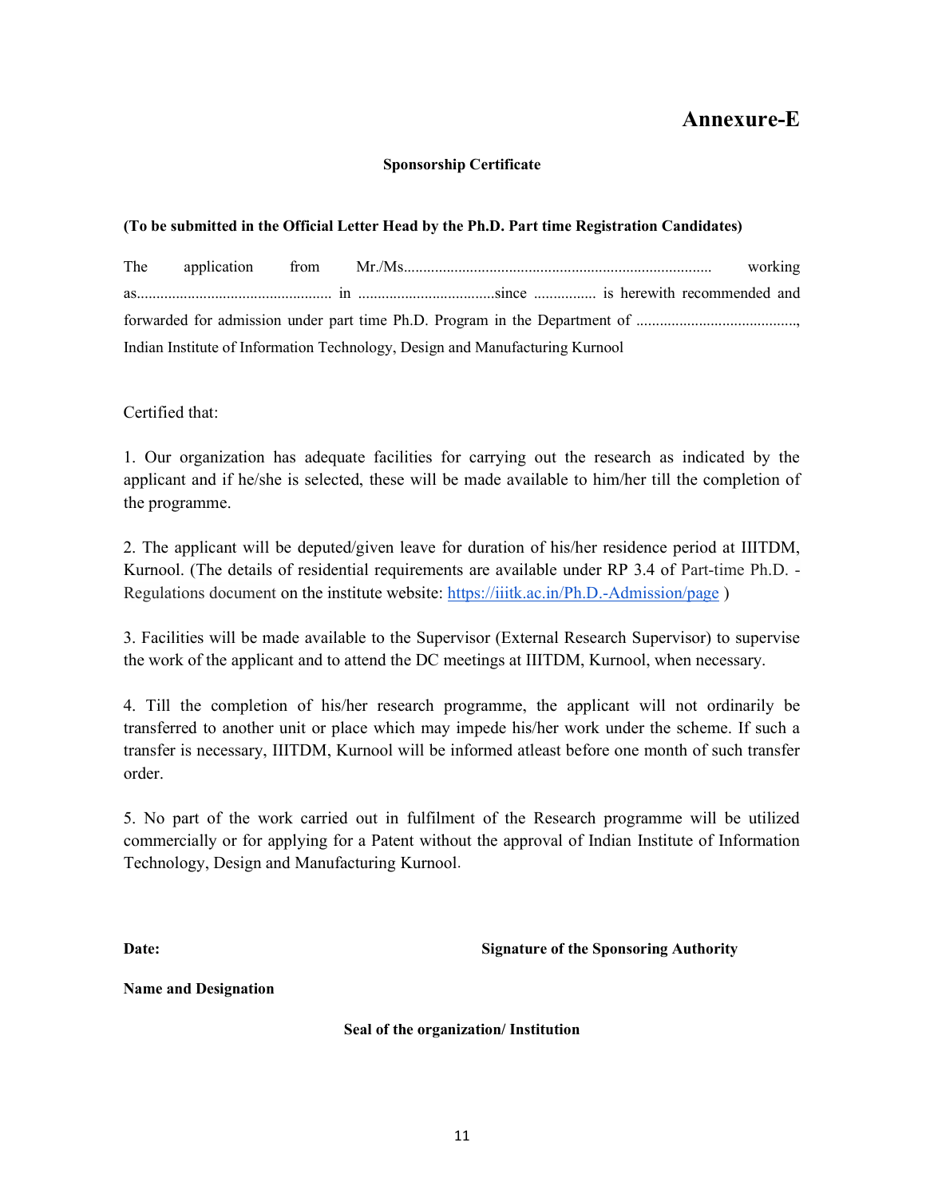# Annexure-E

**Sponsorship Certificate**

**(To be submitted in the Official Letter Head by the Ph.D. Part time Registration Candidates)**

The application from Mr./Ms.............................................................................. working as.................................................. in ...................................since ................ is herewith recommended and forwarded for admission under part time Ph.D. Program in the Department of ........................................., Indian Institute of Information Technology, Design and Manufacturing Kurnool

Certified that:

1. Our organization has adequate facilities for carrying out the research as indicated by the applicant and if he/she is selected, these will be made available to him/her till the completion of the programme.

2. The applicant will be deputed/given leave for duration of his/her residence period at IIITDM, Kurnool. (The details of residential requirements are available under RP 3.4 of Part-time Ph.D. - Regulations document on the institute website: https://iiitk.ac.in/Ph.D.-Admission/page )

3. Facilities will be made available to the Supervisor (External Research Supervisor) to supervise the work of the applicant and to attend the DC meetings at IIITDM, Kurnool, when necessary.

4. Till the completion of his/her research programme, the applicant will not ordinarily be transferred to another unit or place which may impede his/her work under the scheme. If such a transfer is necessary, IIITDM, Kurnool will be informed atleast before one month of such transfer order.

5. No part of the work carried out in fulfilment of the Research programme will be utilized commercially or for applying for a Patent without the approval of Indian Institute of Information Technology, Design and Manufacturing Kurnool.

**Date:** **Signature of the Sponsoring Authority**

**Name and Designation**

**Seal of the organization/ Institution**